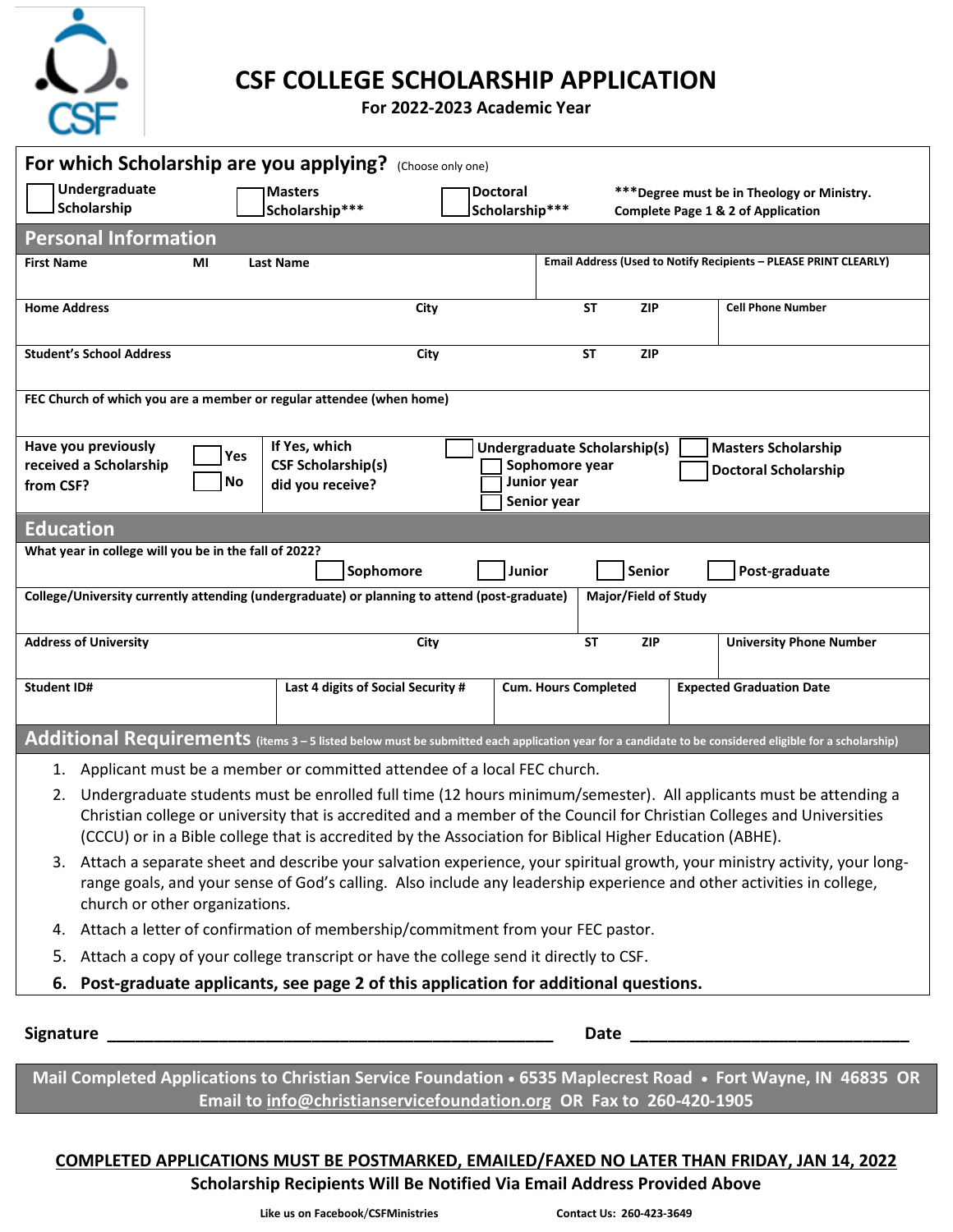# CSF COLLEGE SCHOLARSHIP APPLICATION

**For 2022-2023 Academic Year**

## For which Scholarship are you applying? (Choose only one)

☐ Undergraduate Scholarship ☐ Masters Scholarship*** ☐ Doctoral Scholarship***

***Degree must be in Theology or Ministry. Complete Page 1 & 2 of Application

## Personal Information

| First Name | MI | Last Name | Email Address (Used to Notify Recipients – PLEASE PRINT CLEARLY) |
|---|---|---|---|
| | | | |

| Home Address | City | ST | ZIP | Cell Phone Number |
|---|---|---|---|---|
| | | | | |

| Student's School Address | City | ST | ZIP |
|---|---|---|---|
| | | | |

| FEC Church of which you are a member or regular attendee (when home) |
|---|
| |

Have you previously received a Scholarship from CSF? ☐ Yes ☐ No

If Yes, which CSF Scholarship(s) did you receive?
☐ Undergraduate Scholarship(s)
- ☐ Sophomore year
- ☐ Junior year
- ☐ Senior year

☐ Masters Scholarship
☐ Doctoral Scholarship

## Education

What year in college will you be in the fall of 2022?
☐ Sophomore ☐ Junior ☐ Senior ☐ Post-graduate

| College/University currently attending (undergraduate) or planning to attend (post-graduate) | Major/Field of Study |
|---|---|
| | |

| Address of University | City | ST | ZIP | University Phone Number |
|---|---|---|---|---|
| | | | | |

| Student ID# | Last 4 digits of Social Security # | Cum. Hours Completed | Expected Graduation Date |
|---|---|---|---|
| | | | |

## Additional Requirements (items 3 – 5 listed below must be submitted each application year for a candidate to be considered eligible for a scholarship)

1. Applicant must be a member or committed attendee of a local FEC church.
2. Undergraduate students must be enrolled full time (12 hours minimum/semester). All applicants must be attending a Christian college or university that is accredited and a member of the Council for Christian Colleges and Universities (CCCU) or in a Bible college that is accredited by the Association for Biblical Higher Education (ABHE).
3. Attach a separate sheet and describe your salvation experience, your spiritual growth, your ministry activity, your long-range goals, and your sense of God's calling. Also include any leadership experience and other activities in college, church or other organizations.
4. Attach a letter of confirmation of membership/commitment from your FEC pastor.
5. Attach a copy of your college transcript or have the college send it directly to CSF.
6. **Post-graduate applicants, see page 2 of this application for additional questions.**

**Signature** ______________________________________________ **Date** ____________________________

**Mail Completed Applications to Christian Service Foundation • 6535 Maplecrest Road • Fort Wayne, IN 46835 OR Email to info@christianservicefoundation.org OR Fax to 260-420-1905**

**<u>COMPLETED APPLICATIONS MUST BE POSTMARKED, EMAILED/FAXED NO LATER THAN FRIDAY, JAN 14, 2022</u>**

**Scholarship Recipients Will Be Notified Via Email Address Provided Above**

Like us on Facebook/CSFMinistries Contact Us: 260-423-3649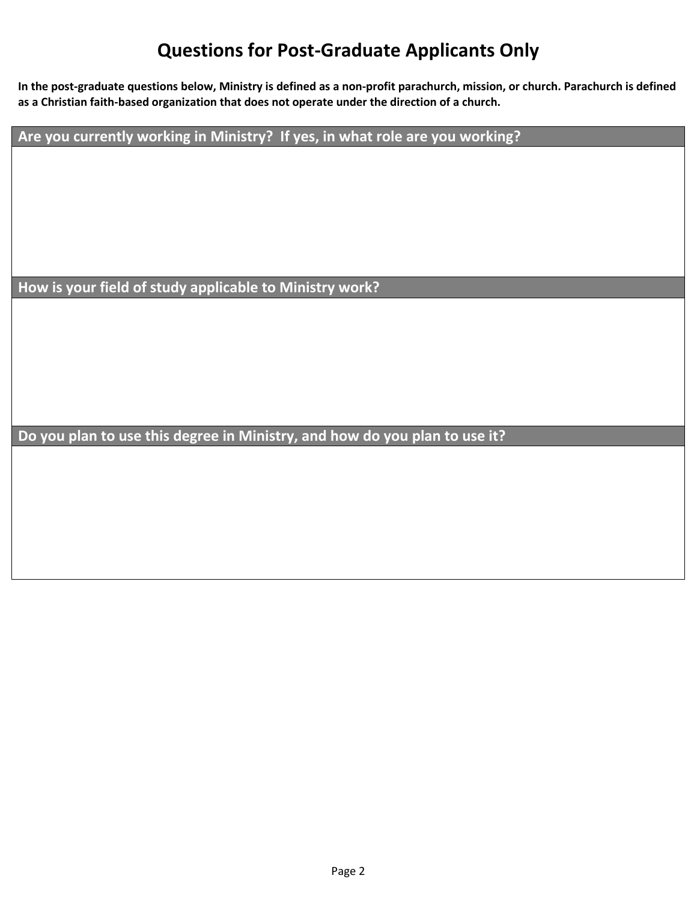# Questions for Post-Graduate Applicants Only

**In the post-graduate questions below, Ministry is defined as a non-profit parachurch, mission, or church. Parachurch is defined as a Christian faith-based organization that does not operate under the direction of a church.**

| Are you currently working in Ministry? If yes, in what role are you working? |
| --- |
| |

| How is your field of study applicable to Ministry work? |
| --- |
| |

| Do you plan to use this degree in Ministry, and how do you plan to use it? |
| --- |
| |